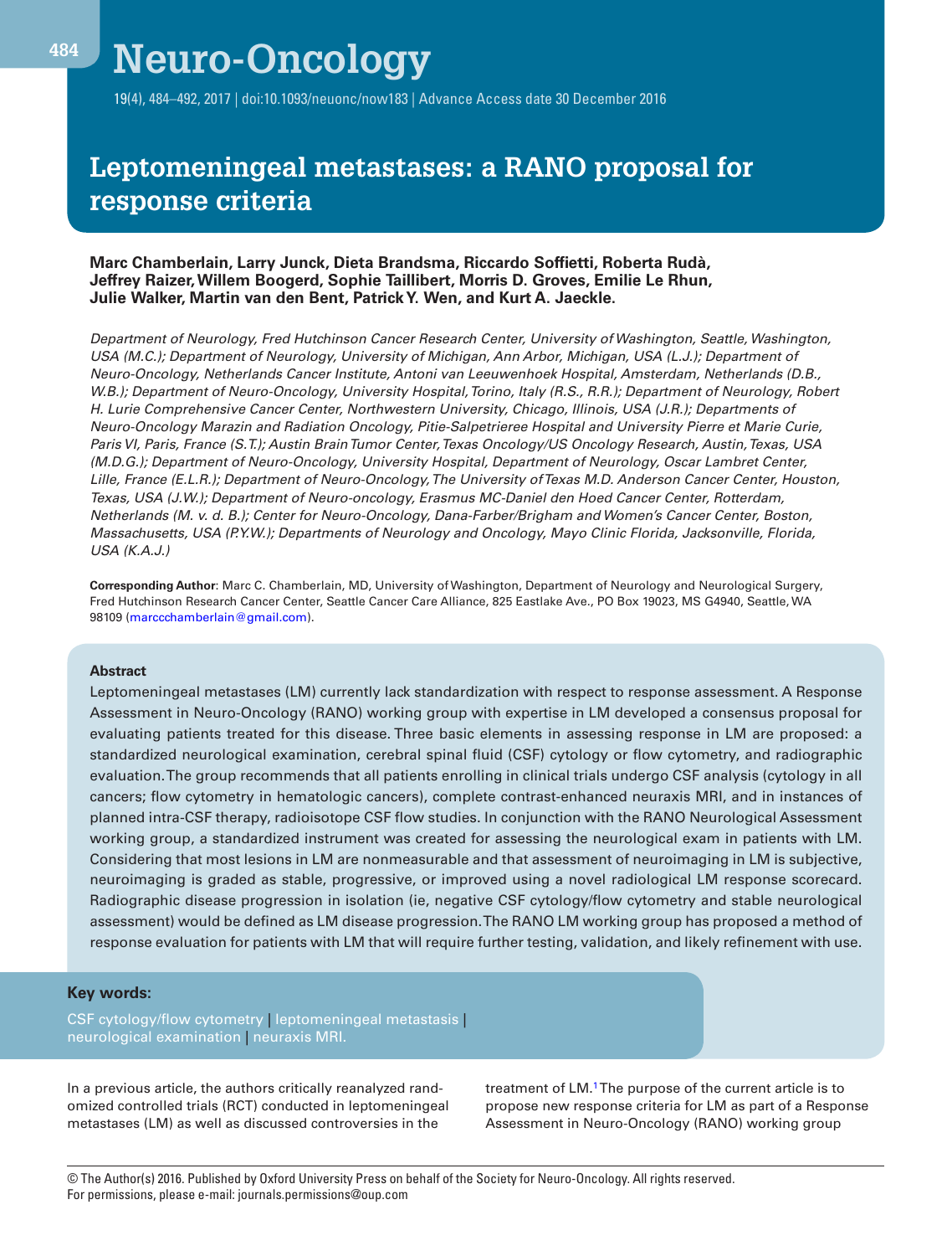# Leptomeningeal metastases: a RANO proposal for response criteria

**Marc Chamberlain, Larry Junck, Dieta Brandsma, Riccardo Soffietti, Roberta Rudà, Jeffrey Raizer, Willem Boogerd, Sophie Taillibert, Morris D. Groves, Emilie Le Rhun, Julie Walker, Martin van den Bent, Patrick Y. Wen, and Kurt A. Jaeckle.**

*Department of Neurology, Fred Hutchinson Cancer Research Center, University of Washington, Seattle, Washington, USA (M.C.); Department of Neurology, University of Michigan, Ann Arbor, Michigan, USA (L.J.); Department of Neuro-Oncology, Netherlands Cancer Institute, Antoni van Leeuwenhoek Hospital, Amsterdam, Netherlands (D.B., W.B.); Department of Neuro-Oncology, University Hospital, Torino, Italy (R.S., R.R.); Department of Neurology, Robert H. Lurie Comprehensive Cancer Center, Northwestern University, Chicago, Illinois, USA (J.R.); Departments of Neuro-Oncology Marazin and Radiation Oncology, Pitie-Salpetrieree Hospital and University Pierre et Marie Curie, Paris VI, Paris, France (S.T.); Austin Brain Tumor Center, Texas Oncology/US Oncology Research, Austin, Texas, USA (M.D.G.); Department of Neuro-Oncology, University Hospital, Department of Neurology, Oscar Lambret Center, Lille, France (E.L.R.); Department of Neuro-Oncology, The University of Texas M.D. Anderson Cancer Center, Houston, Texas, USA (J.W.); Department of Neuro-oncology, Erasmus MC-Daniel den Hoed Cancer Center, Rotterdam, Netherlands (M. v. d. B.); Center for Neuro-Oncology, Dana-Farber/Brigham and Women's Cancer Center, Boston, Massachusetts, USA (P.Y.W.); Departments of Neurology and Oncology, Mayo Clinic Florida, Jacksonville, Florida, USA (K.A.J.)*

**Corresponding Author**: Marc C. Chamberlain, MD, University of Washington, Department of Neurology and Neurological Surgery, Fred Hutchinson Research Cancer Center, Seattle Cancer Care Alliance, 825 Eastlake Ave., PO Box 19023, MS G4940, Seattle, WA 98109 (marccchamberlain@gmail.com).

## Abstract

Leptomeningeal metastases (LM) currently lack standardization with respect to response assessment. A Response Assessment in Neuro-Oncology (RANO) working group with expertise in LM developed a consensus proposal for evaluating patients treated for this disease. Three basic elements in assessing response in LM are proposed: a standardized neurological examination, cerebral spinal fluid (CSF) cytology or flow cytometry, and radiographic evaluation. The group recommends that all patients enrolling in clinical trials undergo CSF analysis (cytology in all cancers; flow cytometry in hematologic cancers), complete contrast-enhanced neuraxis MRI, and in instances of planned intra-CSF therapy, radioisotope CSF flow studies. In conjunction with the RANO Neurological Assessment working group, a standardized instrument was created for assessing the neurological exam in patients with LM. Considering that most lesions in LM are nonmeasurable and that assessment of neuroimaging in LM is subjective, neuroimaging is graded as stable, progressive, or improved using a novel radiological LM response scorecard. Radiographic disease progression in isolation (ie, negative CSF cytology/flow cytometry and stable neurological assessment) would be defined as LM disease progression. The RANO LM working group has proposed a method of response evaluation for patients with LM that will require further testing, validation, and likely refinement with use.

**Key words:**

CSF cytology/flow cytometry | leptomeningeal metastasis | neurological examination | neuraxis MRI.

In a previous article, the authors critically reanalyzed randomized controlled trials (RCT) conducted in leptomeningeal metastases (LM) as well as discussed controversies in the treatment of LM.[1] The purpose of the current article is to propose new response criteria for LM as part of a Response Assessment in Neuro-Oncology (RANO) working group

© The Author(s) 2016. Published by Oxford University Press on behalf of the Society for Neuro-Oncology. All rights reserved.
For permissions, please e-mail: journals.permissions@oup.com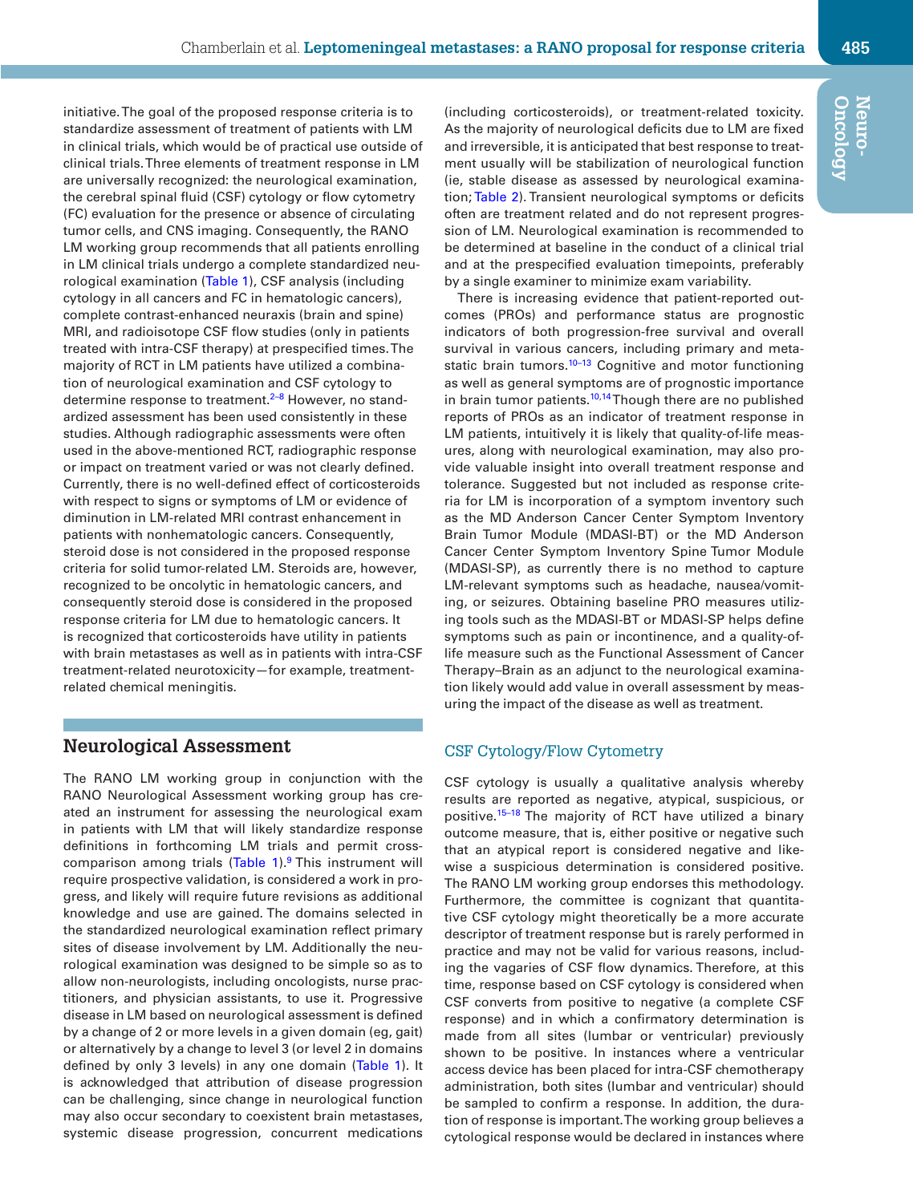initiative. The goal of the proposed response criteria is to standardize assessment of treatment of patients with LM in clinical trials, which would be of practical use outside of clinical trials. Three elements of treatment response in LM are universally recognized: the neurological examination, the cerebral spinal fluid (CSF) cytology or flow cytometry (FC) evaluation for the presence or absence of circulating tumor cells, and CNS imaging. Consequently, the RANO LM working group recommends that all patients enrolling in LM clinical trials undergo a complete standardized neurological examination (Table 1), CSF analysis (including cytology in all cancers and FC in hematologic cancers), complete contrast-enhanced neuraxis (brain and spine) MRI, and radioisotope CSF flow studies (only in patients treated with intra-CSF therapy) at prespecified times. The majority of RCT in LM patients have utilized a combination of neurological examination and CSF cytology to determine response to treatment.[2–8] However, no standardized assessment has been used consistently in these studies. Although radiographic assessments were often used in the above-mentioned RCT, radiographic response or impact on treatment varied or was not clearly defined. Currently, there is no well-defined effect of corticosteroids with respect to signs or symptoms of LM or evidence of diminution in LM-related MRI contrast enhancement in patients with nonhematologic cancers. Consequently, steroid dose is not considered in the proposed response criteria for solid tumor-related LM. Steroids are, however, recognized to be oncolytic in hematologic cancers, and consequently steroid dose is considered in the proposed response criteria for LM due to hematologic cancers. It is recognized that corticosteroids have utility in patients with brain metastases as well as in patients with intra-CSF treatment-related neurotoxicity—for example, treatment-related chemical meningitis.

## Neurological Assessment

The RANO LM working group in conjunction with the RANO Neurological Assessment working group has created an instrument for assessing the neurological exam in patients with LM that will likely standardize response definitions in forthcoming LM trials and permit cross-comparison among trials (Table 1).[9] This instrument will require prospective validation, is considered a work in progress, and likely will require future revisions as additional knowledge and use are gained. The domains selected in the standardized neurological examination reflect primary sites of disease involvement by LM. Additionally the neurological examination was designed to be simple so as to allow non-neurologists, including oncologists, nurse practitioners, and physician assistants, to use it. Progressive disease in LM based on neurological assessment is defined by a change of 2 or more levels in a given domain (eg, gait) or alternatively by a change to level 3 (or level 2 in domains defined by only 3 levels) in any one domain (Table 1). It is acknowledged that attribution of disease progression can be challenging, since change in neurological function may also occur secondary to coexistent brain metastases, systemic disease progression, concurrent medications (including corticosteroids), or treatment-related toxicity. As the majority of neurological deficits due to LM are fixed and irreversible, it is anticipated that best response to treatment usually will be stabilization of neurological function (ie, stable disease as assessed by neurological examination; Table 2). Transient neurological symptoms or deficits often are treatment related and do not represent progression of LM. Neurological examination is recommended to be determined at baseline in the conduct of a clinical trial and at the prespecified evaluation timepoints, preferably by a single examiner to minimize exam variability.

There is increasing evidence that patient-reported outcomes (PROs) and performance status are prognostic indicators of both progression-free survival and overall survival in various cancers, including primary and metastatic brain tumors.[10–13] Cognitive and motor functioning as well as general symptoms are of prognostic importance in brain tumor patients.[10,14] Though there are no published reports of PROs as an indicator of treatment response in LM patients, intuitively it is likely that quality-of-life measures, along with neurological examination, may also provide valuable insight into overall treatment response and tolerance. Suggested but not included as response criteria for LM is incorporation of a symptom inventory such as the MD Anderson Cancer Center Symptom Inventory Brain Tumor Module (MDASI-BT) or the MD Anderson Cancer Center Symptom Inventory Spine Tumor Module (MDASI-SP), as currently there is no method to capture LM-relevant symptoms such as headache, nausea/vomiting, or seizures. Obtaining baseline PRO measures utilizing tools such as the MDASI-BT or MDASI-SP helps define symptoms such as pain or incontinence, and a quality-of-life measure such as the Functional Assessment of Cancer Therapy–Brain as an adjunct to the neurological examination likely would add value in overall assessment by measuring the impact of the disease as well as treatment.

### CSF Cytology/Flow Cytometry

CSF cytology is usually a qualitative analysis whereby results are reported as negative, atypical, suspicious, or positive.[15–18] The majority of RCT have utilized a binary outcome measure, that is, either positive or negative such that an atypical report is considered negative and likewise a suspicious determination is considered positive. The RANO LM working group endorses this methodology. Furthermore, the committee is cognizant that quantitative CSF cytology might theoretically be a more accurate descriptor of treatment response but is rarely performed in practice and may not be valid for various reasons, including the vagaries of CSF flow dynamics. Therefore, at this time, response based on CSF cytology is considered when CSF converts from positive to negative (a complete CSF response) and in which a confirmatory determination is made from all sites (lumbar or ventricular) previously shown to be positive. In instances where a ventricular access device has been placed for intra-CSF chemotherapy administration, both sites (lumbar and ventricular) should be sampled to confirm a response. In addition, the duration of response is important. The working group believes a cytological response would be declared in instances where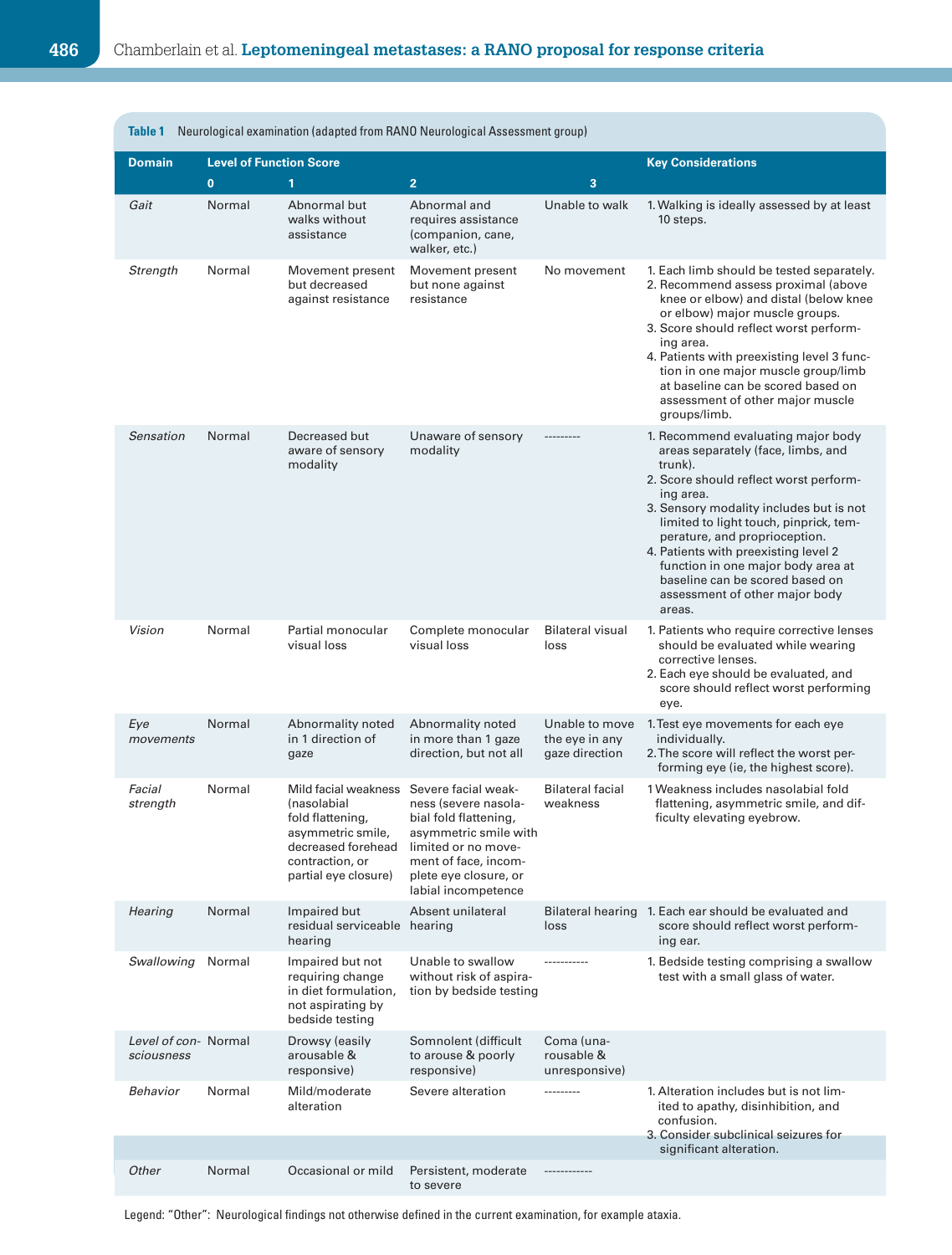**Table 1** Neurological examination (adapted from RANO Neurological Assessment group)

| Domain | Level of Function Score | | | | Key Considerations |
|---|---|---|---|---|---|
| | 0 | 1 | 2 | 3 | |
| *Gait* | Normal | Abnormal but walks without assistance | Abnormal and requires assistance (companion, cane, walker, etc.) | Unable to walk | 1. Walking is ideally assessed by at least 10 steps. |
| *Strength* | Normal | Movement present but decreased against resistance | Movement present but none against resistance | No movement | 1. Each limb should be tested separately. 2. Recommend assess proximal (above knee or elbow) and distal (below knee or elbow) major muscle groups. 3. Score should reflect worst performing area. 4. Patients with preexisting level 3 function in one major muscle group/limb at baseline can be scored based on assessment of other major muscle groups/limb. |
| *Sensation* | Normal | Decreased but aware of sensory modality | Unaware of sensory modality | --------- | 1. Recommend evaluating major body areas separately (face, limbs, and trunk). 2. Score should reflect worst performing area. 3. Sensory modality includes but is not limited to light touch, pinprick, temperature, and proprioception. 4. Patients with preexisting level 2 function in one major body area at baseline can be scored based on assessment of other major body areas. |
| *Vision* | Normal | Partial monocular visual loss | Complete monocular visual loss | Bilateral visual loss | 1. Patients who require corrective lenses should be evaluated while wearing corrective lenses. 2. Each eye should be evaluated, and score should reflect worst performing eye. |
| *Eye movements* | Normal | Abnormality noted in 1 direction of gaze | Abnormality noted in more than 1 gaze direction, but not all | Unable to move the eye in any gaze direction | 1. Test eye movements for each eye individually. 2. The score will reflect the worst performing eye (ie, the highest score). |
| *Facial strength* | Normal | Mild facial weakness (nasolabial fold flattening, asymmetric smile, decreased forehead contraction, or partial eye closure) | Severe facial weakness (severe nasolabial fold flattening, asymmetric smile with limited or no movement of face, incomplete eye closure, or labial incompetence | Bilateral facial weakness | 1 Weakness includes nasolabial fold flattening, asymmetric smile, and difficulty elevating eyebrow. |
| *Hearing* | Normal | Impaired but residual serviceable hearing | Absent unilateral hearing | Bilateral hearing loss | 1. Each ear should be evaluated and score should reflect worst performing ear. |
| *Swallowing* | Normal | Impaired but not requiring change in diet formulation, not aspirating by bedside testing | Unable to swallow without risk of aspiration by bedside testing | ----------- | 1. Bedside testing comprising a swallow test with a small glass of water. |
| *Level of consciousness* | Normal | Drowsy (easily arousable & responsive) | Somnolent (difficult to arouse & poorly responsive) | Coma (unarousable & unresponsive) | |
| *Behavior* | Normal | Mild/moderate alteration | Severe alteration | --------- | 1. Alteration includes but is not limited to apathy, disinhibition, and confusion. 3. Consider subclinical seizures for significant alteration. |
| *Other* | Normal | Occasional or mild | Persistent, moderate to severe | ------------ | |

Legend: "Other": Neurological findings not otherwise defined in the current examination, for example ataxia.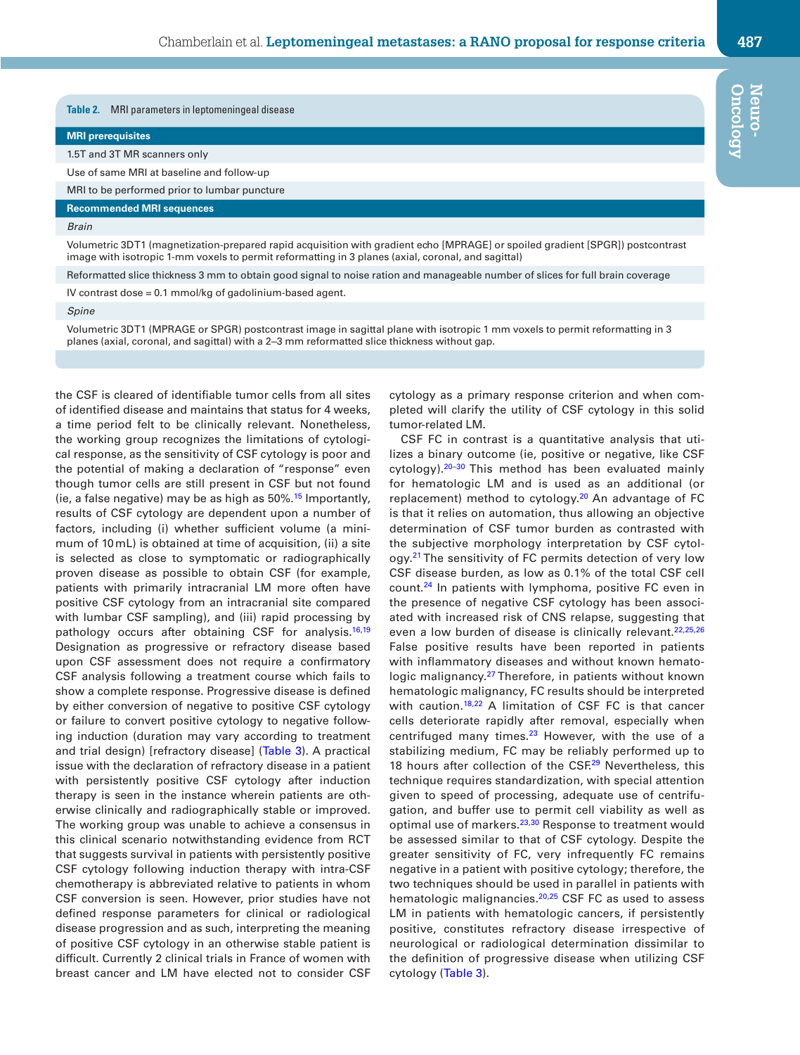**Table 2.** MRI parameters in leptomeningeal disease

| **MRI prerequisites** |
|---|
| 1.5T and 3T MR scanners only |
| Use of same MRI at baseline and follow-up |
| MRI to be performed prior to lumbar puncture |
| **Recommended MRI sequences** |
| *Brain* |
| Volumetric 3DT1 (magnetization-prepared rapid acquisition with gradient echo [MPRAGE] or spoiled gradient [SPGR]) postcontrast image with isotropic 1-mm voxels to permit reformatting in 3 planes (axial, coronal, and sagittal) |
| Reformatted slice thickness 3 mm to obtain good signal to noise ration and manageable number of slices for full brain coverage |
| IV contrast dose = 0.1 mmol/kg of gadolinium-based agent. |
| *Spine* |
| Volumetric 3DT1 (MPRAGE or SPGR) postcontrast image in sagittal plane with isotropic 1 mm voxels to permit reformatting in 3 planes (axial, coronal, and sagittal) with a 2–3 mm reformatted slice thickness without gap. |

the CSF is cleared of identifiable tumor cells from all sites of identified disease and maintains that status for 4 weeks, a time period felt to be clinically relevant. Nonetheless, the working group recognizes the limitations of cytological response, as the sensitivity of CSF cytology is poor and the potential of making a declaration of "response" even though tumor cells are still present in CSF but not found (ie, a false negative) may be as high as 50%.[15] Importantly, results of CSF cytology are dependent upon a number of factors, including (i) whether sufficient volume (a minimum of 10 mL) is obtained at time of acquisition, (ii) a site is selected as close to symptomatic or radiographically proven disease as possible to obtain CSF (for example, patients with primarily intracranial LM more often have positive CSF cytology from an intracranial site compared with lumbar CSF sampling), and (iii) rapid processing by pathology occurs after obtaining CSF for analysis.[16,19] Designation as progressive or refractory disease based upon CSF assessment does not require a confirmatory CSF analysis following a treatment course which fails to show a complete response. Progressive disease is defined by either conversion of negative to positive CSF cytology or failure to convert positive cytology to negative following induction (duration may vary according to treatment and trial design) [refractory disease] (Table 3). A practical issue with the declaration of refractory disease in a patient with persistently positive CSF cytology after induction therapy is seen in the instance wherein patients are otherwise clinically and radiographically stable or improved. The working group was unable to achieve a consensus in this clinical scenario notwithstanding evidence from RCT that suggests survival in patients with persistently positive CSF cytology following induction therapy with intra-CSF chemotherapy is abbreviated relative to patients in whom CSF conversion is seen. However, prior studies have not defined response parameters for clinical or radiological disease progression and as such, interpreting the meaning of positive CSF cytology in an otherwise stable patient is difficult. Currently 2 clinical trials in France of women with breast cancer and LM have elected not to consider CSF cytology as a primary response criterion and when completed will clarify the utility of CSF cytology in this solid tumor-related LM.

CSF FC in contrast is a quantitative analysis that utilizes a binary outcome (ie, positive or negative, like CSF cytology).[20–30] This method has been evaluated mainly for hematologic LM and is used as an additional (or replacement) method to cytology.[20] An advantage of FC is that it relies on automation, thus allowing an objective determination of CSF tumor burden as contrasted with the subjective morphology interpretation by CSF cytology.[21] The sensitivity of FC permits detection of very low CSF disease burden, as low as 0.1% of the total CSF cell count.[24] In patients with lymphoma, positive FC even in the presence of negative CSF cytology has been associated with increased risk of CNS relapse, suggesting that even a low burden of disease is clinically relevant.[22,25,26] False positive results have been reported in patients with inflammatory diseases and without known hematologic malignancy.[27] Therefore, in patients without known hematologic malignancy, FC results should be interpreted with caution.[18,22] A limitation of CSF FC is that cancer cells deteriorate rapidly after removal, especially when centrifuged many times.[23] However, with the use of a stabilizing medium, FC may be reliably performed up to 18 hours after collection of the CSF.[29] Nevertheless, this technique requires standardization, with special attention given to speed of processing, adequate use of centrifugation, and buffer use to permit cell viability as well as optimal use of markers.[23,30] Response to treatment would be assessed similar to that of CSF cytology. Despite the greater sensitivity of FC, very infrequently FC remains negative in a patient with positive cytology; therefore, the two techniques should be used in parallel in patients with hematologic malignancies.[20,25] CSF FC as used to assess LM in patients with hematologic cancers, if persistently positive, constitutes refractory disease irrespective of neurological or radiological determination dissimilar to the definition of progressive disease when utilizing CSF cytology (Table 3).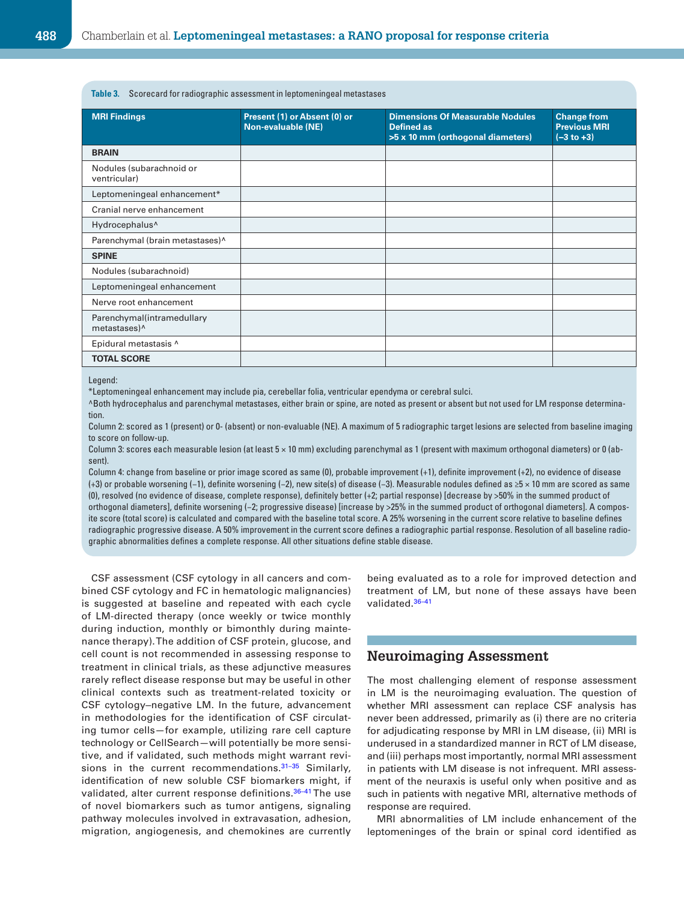**Table 3.** Scorecard for radiographic assessment in leptomeningeal metastases

| MRI Findings | Present (1) or Absent (0) or Non-evaluable (NE) | Dimensions Of Measurable Nodules Defined as >5 x 10 mm (orthogonal diameters) | Change from Previous MRI (–3 to +3) |
|---|---|---|---|
| **BRAIN** | | | |
| Nodules (subarachnoid or ventricular) | | | |
| Leptomeningeal enhancement* | | | |
| Cranial nerve enhancement | | | |
| Hydrocephalus^ | | | |
| Parenchymal (brain metastases)^ | | | |
| **SPINE** | | | |
| Nodules (subarachnoid) | | | |
| Leptomeningeal enhancement | | | |
| Nerve root enhancement | | | |
| Parenchymal(intramedullary metastases)^ | | | |
| Epidural metastasis ^ | | | |
| **TOTAL SCORE** | | | |

Legend:
*Leptomeningeal enhancement may include pia, cerebellar folia, ventricular ependyma or cerebral sulci.
^Both hydrocephalus and parenchymal metastases, either brain or spine, are noted as present or absent but not used for LM response determination.
Column 2: scored as 1 (present) or 0- (absent) or non-evaluable (NE). A maximum of 5 radiographic target lesions are selected from baseline imaging to score on follow-up.
Column 3: scores each measurable lesion (at least 5 × 10 mm) excluding parenchymal as 1 (present with maximum orthogonal diameters) or 0 (absent).
Column 4: change from baseline or prior image scored as same (0), probable improvement (+1), definite improvement (+2), no evidence of disease (+3) or probable worsening (–1), definite worsening (–2), new site(s) of disease (–3). Measurable nodules defined as ≥5 × 10 mm are scored as same (0), resolved (no evidence of disease, complete response), definitely better (+2; partial response) [decrease by >50% in the summed product of orthogonal diameters], definite worsening (–2; progressive disease) [increase by >25% in the summed product of orthogonal diameters]. A composite score (total score) is calculated and compared with the baseline total score. A 25% worsening in the current score relative to baseline defines radiographic progressive disease. A 50% improvement in the current score defines a radiographic partial response. Resolution of all baseline radiographic abnormalities defines a complete response. All other situations define stable disease.

CSF assessment (CSF cytology in all cancers and combined CSF cytology and FC in hematologic malignancies) is suggested at baseline and repeated with each cycle of LM-directed therapy (once weekly or twice monthly during induction, monthly or bimonthly during maintenance therapy). The addition of CSF protein, glucose, and cell count is not recommended in assessing response to treatment in clinical trials, as these adjunctive measures rarely reflect disease response but may be useful in other clinical contexts such as treatment-related toxicity or CSF cytology–negative LM. In the future, advancement in methodologies for the identification of CSF circulating tumor cells—for example, utilizing rare cell capture technology or CellSearch—will potentially be more sensitive, and if validated, such methods might warrant revisions in the current recommendations.[31–35] Similarly, identification of new soluble CSF biomarkers might, if validated, alter current response definitions.[36–41] The use of novel biomarkers such as tumor antigens, signaling pathway molecules involved in extravasation, adhesion, migration, angiogenesis, and chemokines are currently being evaluated as to a role for improved detection and treatment of LM, but none of these assays have been validated.[36–41]

## Neuroimaging Assessment

The most challenging element of response assessment in LM is the neuroimaging evaluation. The question of whether MRI assessment can replace CSF analysis has never been addressed, primarily as (i) there are no criteria for adjudicating response by MRI in LM disease, (ii) MRI is underused in a standardized manner in RCT of LM disease, and (iii) perhaps most importantly, normal MRI assessment in patients with LM disease is not infrequent. MRI assessment of the neuraxis is useful only when positive and as such in patients with negative MRI, alternative methods of response are required.

MRI abnormalities of LM include enhancement of the leptomeninges of the brain or spinal cord identified as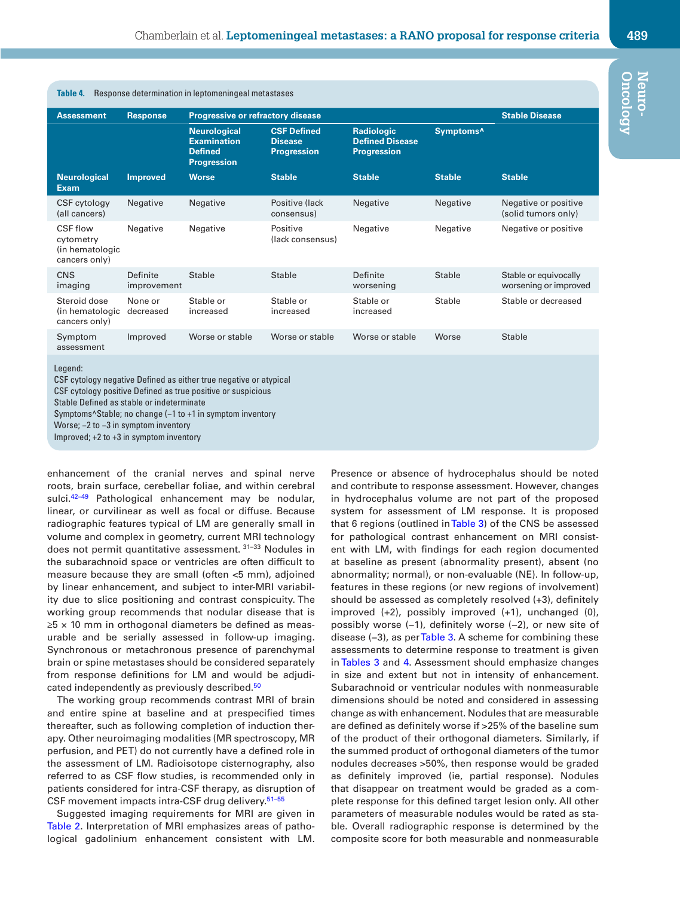**Table 4.** Response determination in leptomeningeal metastases

| Assessment | Response | Progressive or refractory disease | | | | Stable Disease |
|---|---|---|---|---|---|---|
| | | Neurological Examination Defined Progression | CSF Defined Disease Progression | Radiologic Defined Disease Progression | Symptoms^ | |
| Neurological Exam | Improved | Worse | Stable | Stable | Stable | Stable |
| CSF cytology (all cancers) | Negative | Negative | Positive (lack consensus) | Negative | Negative | Negative or positive (solid tumors only) |
| CSF flow cytometry (in hematologic cancers only) | Negative | Negative | Positive (lack consensus) | Negative | Negative | Negative or positive |
| CNS imaging | Definite improvement | Stable | Stable | Definite worsening | Stable | Stable or equivocally worsening or improved |
| Steroid dose (in hematologic cancers only) | None or decreased | Stable or increased | Stable or increased | Stable or increased | Stable | Stable or decreased |
| Symptom assessment | Improved | Worse or stable | Worse or stable | Worse or stable | Worse | Stable |

Legend:
CSF cytology negative Defined as either true negative or atypical
CSF cytology positive Defined as true positive or suspicious
Stable Defined as stable or indeterminate
Symptoms^Stable; no change (−1 to +1 in symptom inventory
Worse; −2 to −3 in symptom inventory
Improved; +2 to +3 in symptom inventory

enhancement of the cranial nerves and spinal nerve roots, brain surface, cerebellar foliae, and within cerebral sulci.[42–49] Pathological enhancement may be nodular, linear, or curvilinear as well as focal or diffuse. Because radiographic features typical of LM are generally small in volume and complex in geometry, current MRI technology does not permit quantitative assessment.[31–33] Nodules in the subarachnoid space or ventricles are often difficult to measure because they are small (often <5 mm), adjoined by linear enhancement, and subject to inter-MRI variability due to slice positioning and contrast conspicuity. The working group recommends that nodular disease that is ≥5 × 10 mm in orthogonal diameters be defined as measurable and be serially assessed in follow-up imaging. Synchronous or metachronous presence of parenchymal brain or spine metastases should be considered separately from response definitions for LM and would be adjudicated independently as previously described.[50]

The working group recommends contrast MRI of brain and entire spine at baseline and at prespecified times thereafter, such as following completion of induction therapy. Other neuroimaging modalities (MR spectroscopy, MR perfusion, and PET) do not currently have a defined role in the assessment of LM. Radioisotope cisternography, also referred to as CSF flow studies, is recommended only in patients considered for intra-CSF therapy, as disruption of CSF movement impacts intra-CSF drug delivery.[51–55]

Suggested imaging requirements for MRI are given in Table 2. Interpretation of MRI emphasizes areas of pathological gadolinium enhancement consistent with LM. Presence or absence of hydrocephalus should be noted and contribute to response assessment. However, changes in hydrocephalus volume are not part of the proposed system for assessment of LM response. It is proposed that 6 regions (outlined in Table 3) of the CNS be assessed for pathological contrast enhancement on MRI consistent with LM, with findings for each region documented at baseline as present (abnormality present), absent (no abnormality; normal), or non-evaluable (NE). In follow-up, features in these regions (or new regions of involvement) should be assessed as completely resolved (+3), definitely improved (+2), possibly improved (+1), unchanged (0), possibly worse (−1), definitely worse (−2), or new site of disease (−3), as per Table 3. A scheme for combining these assessments to determine response to treatment is given in Tables 3 and 4. Assessment should emphasize changes in size and extent but not in intensity of enhancement. Subarachnoid or ventricular nodules with nonmeasurable dimensions should be noted and considered in assessing change as with enhancement. Nodules that are measurable are defined as definitely worse if >25% of the baseline sum of the product of their orthogonal diameters. Similarly, if the summed product of orthogonal diameters of the tumor nodules decreases >50%, then response would be graded as definitely improved (ie, partial response). Nodules that disappear on treatment would be graded as a complete response for this defined target lesion only. All other parameters of measurable nodules would be rated as stable. Overall radiographic response is determined by the composite score for both measurable and nonmeasurable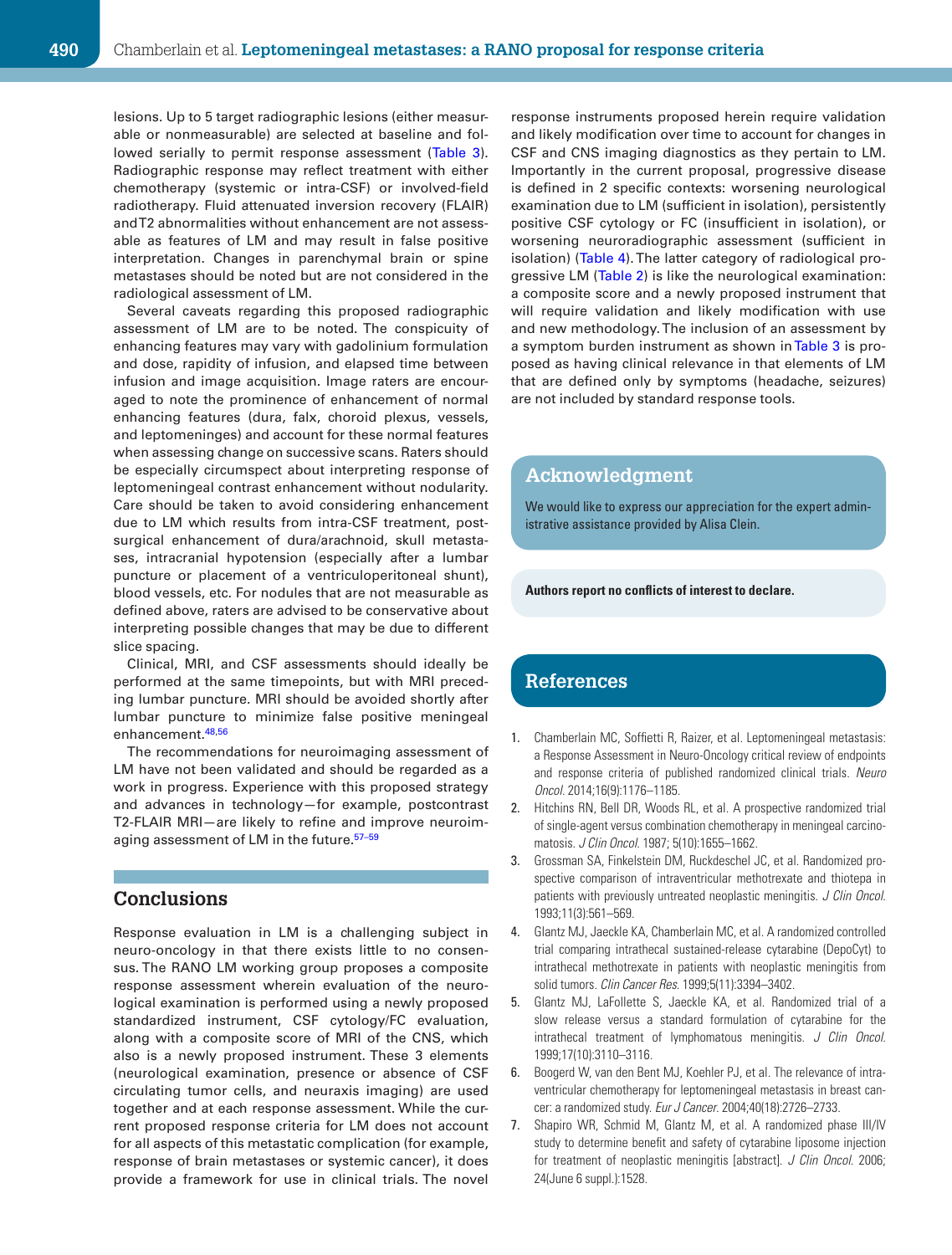lesions. Up to 5 target radiographic lesions (either measurable or nonmeasurable) are selected at baseline and followed serially to permit response assessment (Table 3). Radiographic response may reflect treatment with either chemotherapy (systemic or intra-CSF) or involved-field radiotherapy. Fluid attenuated inversion recovery (FLAIR) and T2 abnormalities without enhancement are not assessable as features of LM and may result in false positive interpretation. Changes in parenchymal brain or spine metastases should be noted but are not considered in the radiological assessment of LM.

Several caveats regarding this proposed radiographic assessment of LM are to be noted. The conspicuity of enhancing features may vary with gadolinium formulation and dose, rapidity of infusion, and elapsed time between infusion and image acquisition. Image raters are encouraged to note the prominence of enhancement of normal enhancing features (dura, falx, choroid plexus, vessels, and leptomeninges) and account for these normal features when assessing change on successive scans. Raters should be especially circumspect about interpreting response of leptomeningeal contrast enhancement without nodularity. Care should be taken to avoid considering enhancement due to LM which results from intra-CSF treatment, postsurgical enhancement of dura/arachnoid, skull metastases, intracranial hypotension (especially after a lumbar puncture or placement of a ventriculoperitoneal shunt), blood vessels, etc. For nodules that are not measurable as defined above, raters are advised to be conservative about interpreting possible changes that may be due to different slice spacing.

Clinical, MRI, and CSF assessments should ideally be performed at the same timepoints, but with MRI preceding lumbar puncture. MRI should be avoided shortly after lumbar puncture to minimize false positive meningeal enhancement.[48,56]

The recommendations for neuroimaging assessment of LM have not been validated and should be regarded as a work in progress. Experience with this proposed strategy and advances in technology—for example, postcontrast T2-FLAIR MRI—are likely to refine and improve neuroimaging assessment of LM in the future.[57–59]

## Conclusions

Response evaluation in LM is a challenging subject in neuro-oncology in that there exists little to no consensus. The RANO LM working group proposes a composite response assessment wherein evaluation of the neurological examination is performed using a newly proposed standardized instrument, CSF cytology/FC evaluation, along with a composite score of MRI of the CNS, which also is a newly proposed instrument. These 3 elements (neurological examination, presence or absence of CSF circulating tumor cells, and neuraxis imaging) are used together and at each response assessment. While the current proposed response criteria for LM does not account for all aspects of this metastatic complication (for example, response of brain metastases or systemic cancer), it does provide a framework for use in clinical trials. The novel response instruments proposed herein require validation and likely modification over time to account for changes in CSF and CNS imaging diagnostics as they pertain to LM. Importantly in the current proposal, progressive disease is defined in 2 specific contexts: worsening neurological examination due to LM (sufficient in isolation), persistently positive CSF cytology or FC (insufficient in isolation), or worsening neuroradiographic assessment (sufficient in isolation) (Table 4). The latter category of radiological progressive LM (Table 2) is like the neurological examination: a composite score and a newly proposed instrument that will require validation and likely modification with use and new methodology. The inclusion of an assessment by a symptom burden instrument as shown in Table 3 is proposed as having clinical relevance in that elements of LM that are defined only by symptoms (headache, seizures) are not included by standard response tools.

## Acknowledgment

We would like to express our appreciation for the expert administrative assistance provided by Alisa Clein.

**Authors report no conflicts of interest to declare.**

## References

1. Chamberlain MC, Soffietti R, Raizer, et al. Leptomeningeal metastasis: a Response Assessment in Neuro-Oncology critical review of endpoints and response criteria of published randomized clinical trials. *Neuro Oncol.* 2014;16(9):1176–1185.
2. Hitchins RN, Bell DR, Woods RL, et al. A prospective randomized trial of single-agent versus combination chemotherapy in meningeal carcinomatosis. *J Clin Oncol.* 1987; 5(10):1655–1662.
3. Grossman SA, Finkelstein DM, Ruckdeschel JC, et al. Randomized prospective comparison of intraventricular methotrexate and thiotepa in patients with previously untreated neoplastic meningitis. *J Clin Oncol.* 1993;11(3):561–569.
4. Glantz MJ, Jaeckle KA, Chamberlain MC, et al. A randomized controlled trial comparing intrathecal sustained-release cytarabine (DepoCyt) to intrathecal methotrexate in patients with neoplastic meningitis from solid tumors. *Clin Cancer Res.* 1999;5(11):3394–3402.
5. Glantz MJ, LaFollette S, Jaeckle KA, et al. Randomized trial of a slow release versus a standard formulation of cytarabine for the intrathecal treatment of lymphomatous meningitis. *J Clin Oncol.* 1999;17(10):3110–3116.
6. Boogerd W, van den Bent MJ, Koehler PJ, et al. The relevance of intraventricular chemotherapy for leptomeningeal metastasis in breast cancer: a randomized study. *Eur J Cancer.* 2004;40(18):2726–2733.
7. Shapiro WR, Schmid M, Glantz M, et al. A randomized phase III/IV study to determine benefit and safety of cytarabine liposome injection for treatment of neoplastic meningitis [abstract]. *J Clin Oncol.* 2006; 24(June 6 suppl.):1528.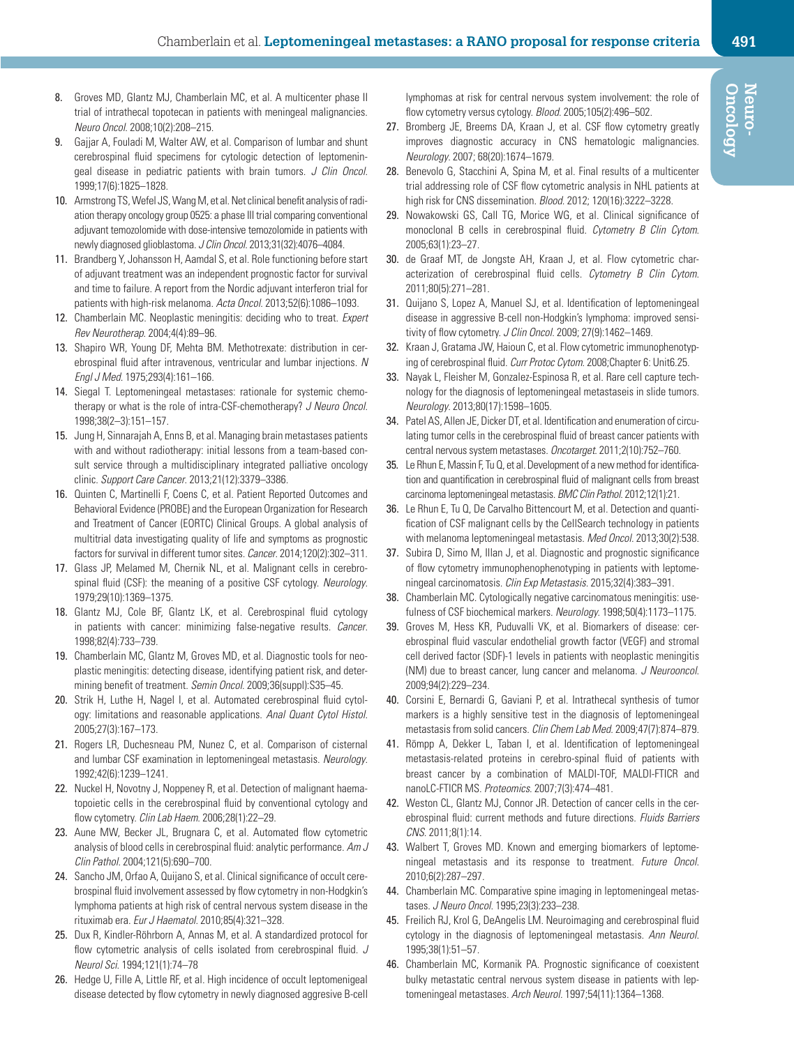8. Groves MD, Glantz MJ, Chamberlain MC, et al. A multicenter phase II trial of intrathecal topotecan in patients with meningeal malignancies. *Neuro Oncol.* 2008;10(2):208–215.
9. Gajjar A, Fouladi M, Walter AW, et al. Comparison of lumbar and shunt cerebrospinal fluid specimens for cytologic detection of leptomeningeal disease in pediatric patients with brain tumors. *J Clin Oncol.* 1999;17(6):1825–1828.
10. Armstrong TS, Wefel JS, Wang M, et al. Net clinical benefit analysis of radiation therapy oncology group 0525: a phase III trial comparing conventional adjuvant temozolomide with dose-intensive temozolomide in patients with newly diagnosed glioblastoma. *J Clin Oncol.* 2013;31(32):4076–4084.
11. Brandberg Y, Johansson H, Aamdal S, et al. Role functioning before start of adjuvant treatment was an independent prognostic factor for survival and time to failure. A report from the Nordic adjuvant interferon trial for patients with high-risk melanoma. *Acta Oncol.* 2013;52(6):1086–1093.
12. Chamberlain MC. Neoplastic meningitis: deciding who to treat. *Expert Rev Neurotherap.* 2004;4(4):89–96.
13. Shapiro WR, Young DF, Mehta BM. Methotrexate: distribution in cerebrospinal fluid after intravenous, ventricular and lumbar injections. *N Engl J Med.* 1975;293(4):161–166.
14. Siegal T. Leptomeningeal metastases: rationale for systemic chemotherapy or what is the role of intra-CSF-chemotherapy? *J Neuro Oncol.* 1998;38(2–3):151–157.
15. Jung H, Sinnarajah A, Enns B, et al. Managing brain metastases patients with and without radiotherapy: initial lessons from a team-based consult service through a multidisciplinary integrated palliative oncology clinic. *Support Care Cancer.* 2013;21(12):3379–3386.
16. Quinten C, Martinelli F, Coens C, et al. Patient Reported Outcomes and Behavioral Evidence (PROBE) and the European Organization for Research and Treatment of Cancer (EORTC) Clinical Groups. A global analysis of multitrial data investigating quality of life and symptoms as prognostic factors for survival in different tumor sites. *Cancer.* 2014;120(2):302–311.
17. Glass JP, Melamed M, Chernik NL, et al. Malignant cells in cerebrospinal fluid (CSF): the meaning of a positive CSF cytology. *Neurology.* 1979;29(10):1369–1375.
18. Glantz MJ, Cole BF, Glantz LK, et al. Cerebrospinal fluid cytology in patients with cancer: minimizing false-negative results. *Cancer.* 1998;82(4):733–739.
19. Chamberlain MC, Glantz M, Groves MD, et al. Diagnostic tools for neoplastic meningitis: detecting disease, identifying patient risk, and determining benefit of treatment. *Semin Oncol.* 2009;36(suppl):S35–45.
20. Strik H, Luthe H, Nagel I, et al. Automated cerebrospinal fluid cytology: limitations and reasonable applications. *Anal Quant Cytol Histol.* 2005;27(3):167–173.
21. Rogers LR, Duchesneau PM, Nunez C, et al. Comparison of cisternal and lumbar CSF examination in leptomeningeal metastasis. *Neurology.* 1992;42(6):1239–1241.
22. Nuckel H, Novotny J, Noppeney R, et al. Detection of malignant haematopoietic cells in the cerebrospinal fluid by conventional cytology and flow cytometry. *Clin Lab Haem.* 2006;28(1):22–29.
23. Aune MW, Becker JL, Brugnara C, et al. Automated flow cytometric analysis of blood cells in cerebrospinal fluid: analytic performance. *Am J Clin Pathol.* 2004;121(5):690–700.
24. Sancho JM, Orfao A, Quijano S, et al. Clinical significance of occult cerebrospinal fluid involvement assessed by flow cytometry in non-Hodgkin's lymphoma patients at high risk of central nervous system disease in the rituximab era. *Eur J Haematol.* 2010;85(4):321–328.
25. Dux R, Kindler-Röhrborn A, Annas M, et al. A standardized protocol for flow cytometric analysis of cells isolated from cerebrospinal fluid. *J Neurol Sci.* 1994;121(1):74–78
26. Hedge U, Fille A, Little RF, et al. High incidence of occult leptomenigeal disease detected by flow cytometry in newly diagnosed aggresive B-cell lymphomas at risk for central nervous system involvement: the role of flow cytometry versus cytology. *Blood.* 2005;105(2):496–502.
27. Bromberg JE, Breems DA, Kraan J, et al. CSF flow cytometry greatly improves diagnostic accuracy in CNS hematologic malignancies. *Neurology.* 2007; 68(20):1674–1679.
28. Benevolo G, Stacchini A, Spina M, et al. Final results of a multicenter trial addressing role of CSF flow cytometric analysis in NHL patients at high risk for CNS dissemination. *Blood.* 2012; 120(16):3222–3228.
29. Nowakowski GS, Call TG, Morice WG, et al. Clinical significance of monoclonal B cells in cerebrospinal fluid. *Cytometry B Clin Cytom.* 2005;63(1):23–27.
30. de Graaf MT, de Jongste AH, Kraan J, et al. Flow cytometric characterization of cerebrospinal fluid cells. *Cytometry B Clin Cytom.* 2011;80(5):271–281.
31. Quijano S, Lopez A, Manuel SJ, et al. Identification of leptomeningeal disease in aggressive B-cell non-Hodgkin's lymphoma: improved sensitivity of flow cytometry. *J Clin Oncol.* 2009; 27(9):1462–1469.
32. Kraan J, Gratama JW, Haioun C, et al. Flow cytometric immunophenotyping of cerebrospinal fluid. *Curr Protoc Cytom.* 2008;Chapter 6: Unit6.25.
33. Nayak L, Fleisher M, Gonzalez-Espinosa R, et al. Rare cell capture technology for the diagnosis of leptomeningeal metastaseis in slide tumors. *Neurology.* 2013;80(17):1598–1605.
34. Patel AS, Allen JE, Dicker DT, et al. Identification and enumeration of circulating tumor cells in the cerebrospinal fluid of breast cancer patients with central nervous system metastases. *Oncotarget.* 2011;2(10):752–760.
35. Le Rhun E, Massin F, Tu Q, et al. Development of a new method for identification and quantification in cerebrospinal fluid of malignant cells from breast carcinoma leptomeningeal metastasis. *BMC Clin Pathol.* 2012;12(1):21.
36. Le Rhun E, Tu Q, De Carvalho Bittencourt M, et al. Detection and quantification of CSF malignant cells by the CellSearch technology in patients with melanoma leptomeningeal metastasis. *Med Oncol.* 2013;30(2):538.
37. Subira D, Simo M, Illan J, et al. Diagnostic and prognostic significance of flow cytometry immunophenophenotyping in patients with leptomeningeal carcinomatosis. *Clin Exp Metastasis.* 2015;32(4):383–391.
38. Chamberlain MC. Cytologically negative carcinomatous meningitis: usefulness of CSF biochemical markers. *Neurology.* 1998;50(4):1173–1175.
39. Groves M, Hess KR, Puduvalli VK, et al. Biomarkers of disease: cerebrospinal fluid vascular endothelial growth factor (VEGF) and stromal cell derived factor (SDF)-1 levels in patients with neoplastic meningitis (NM) due to breast cancer, lung cancer and melanoma. *J Neurooncol.* 2009;94(2):229–234.
40. Corsini E, Bernardi G, Gaviani P, et al. Intrathecal synthesis of tumor markers is a highly sensitive test in the diagnosis of leptomeningeal metastasis from solid cancers. *Clin Chem Lab Med.* 2009;47(7):874–879.
41. Römpp A, Dekker L, Taban I, et al. Identification of leptomeningeal metastasis-related proteins in cerebro-spinal fluid of patients with breast cancer by a combination of MALDI-TOF, MALDI-FTICR and nanoLC-FTICR MS. *Proteomics.* 2007;7(3):474–481.
42. Weston CL, Glantz MJ, Connor JR. Detection of cancer cells in the cerebrospinal fluid: current methods and future directions. *Fluids Barriers CNS.* 2011;8(1):14.
43. Walbert T, Groves MD. Known and emerging biomarkers of leptomeningeal metastasis and its response to treatment. *Future Oncol.* 2010;6(2):287–297.
44. Chamberlain MC. Comparative spine imaging in leptomeningeal metastases. *J Neuro Oncol.* 1995;23(3):233–238.
45. Freilich RJ, Krol G, DeAngelis LM. Neuroimaging and cerebrospinal fluid cytology in the diagnosis of leptomeningeal metastasis. *Ann Neurol.* 1995;38(1):51–57.
46. Chamberlain MC, Kormanik PA. Prognostic significance of coexistent bulky metastatic central nervous system disease in patients with leptomeningeal metastases. *Arch Neurol.* 1997;54(11):1364–1368.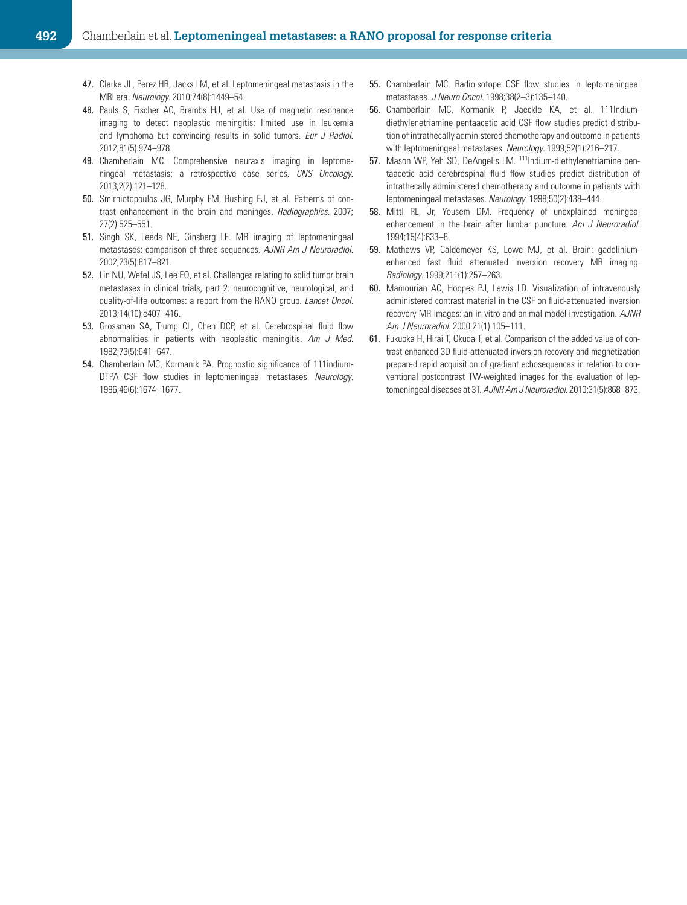47. Clarke JL, Perez HR, Jacks LM, et al. Leptomeningeal metastasis in the MRI era. *Neurology*. 2010;74(8):1449–54.
48. Pauls S, Fischer AC, Brambs HJ, et al. Use of magnetic resonance imaging to detect neoplastic meningitis: limited use in leukemia and lymphoma but convincing results in solid tumors. *Eur J Radiol*. 2012;81(5):974–978.
49. Chamberlain MC. Comprehensive neuraxis imaging in leptomeningeal metastasis: a retrospective case series. *CNS Oncology*. 2013;2(2):121–128.
50. Smirniotopoulos JG, Murphy FM, Rushing EJ, et al. Patterns of contrast enhancement in the brain and meninges. *Radiographics*. 2007; 27(2):525–551.
51. Singh SK, Leeds NE, Ginsberg LE. MR imaging of leptomeningeal metastases: comparison of three sequences. *AJNR Am J Neuroradiol*. 2002;23(5):817–821.
52. Lin NU, Wefel JS, Lee EQ, et al. Challenges relating to solid tumor brain metastases in clinical trials, part 2: neurocognitive, neurological, and quality-of-life outcomes: a report from the RANO group. *Lancet Oncol*. 2013;14(10):e407–416.
53. Grossman SA, Trump CL, Chen DCP, et al. Cerebrospinal fluid flow abnormalities in patients with neoplastic meningitis. *Am J Med*. 1982;73(5):641–647.
54. Chamberlain MC, Kormanik PA. Prognostic significance of 111indium-DTPA CSF flow studies in leptomeningeal metastases. *Neurology*. 1996;46(6):1674–1677.
55. Chamberlain MC. Radioisotope CSF flow studies in leptomeningeal metastases. *J Neuro Oncol*. 1998;38(2–3):135–140.
56. Chamberlain MC, Kormanik P, Jaeckle KA, et al. 111Indium-diethylenetriamine pentaacetic acid CSF flow studies predict distribution of intrathecally administered chemotherapy and outcome in patients with leptomeningeal metastases. *Neurology*. 1999;52(1):216–217.
57. Mason WP, Yeh SD, DeAngelis LM. $^{111}$Indium-diethylenetriamine pentaacetic acid cerebrospinal fluid flow studies predict distribution of intrathecally administered chemotherapy and outcome in patients with leptomeningeal metastases. *Neurology*. 1998;50(2):438–444.
58. Mittl RL, Jr, Yousem DM. Frequency of unexplained meningeal enhancement in the brain after lumbar puncture. *Am J Neuroradiol*. 1994;15(4):633–8.
59. Mathews VP, Caldemeyer KS, Lowe MJ, et al. Brain: gadolinium-enhanced fast fluid attenuated inversion recovery MR imaging. *Radiology*. 1999;211(1):257–263.
60. Mamourian AC, Hoopes PJ, Lewis LD. Visualization of intravenously administered contrast material in the CSF on fluid-attenuated inversion recovery MR images: an in vitro and animal model investigation. *AJNR Am J Neuroradiol*. 2000;21(1):105–111.
61. Fukuoka H, Hirai T, Okuda T, et al. Comparison of the added value of contrast enhanced 3D fluid-attenuated inversion recovery and magnetization prepared rapid acquisition of gradient echosequences in relation to conventional postcontrast TW-weighted images for the evaluation of leptomeningeal diseases at 3T. *AJNR Am J Neuroradiol*. 2010;31(5):868–873.